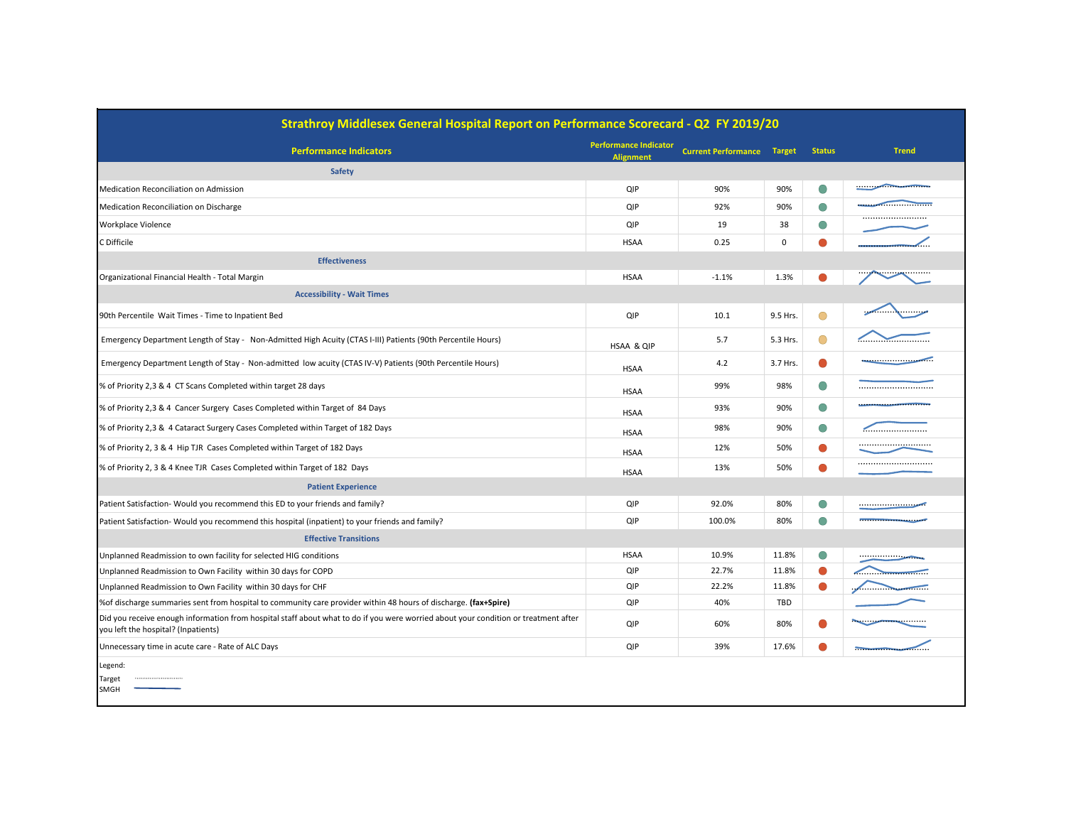# Strathroy Middlesex General Hospital Report on Performance Scorecard - Q2 FY 2019/20

| Performance Indicators | Performance Indicator Alignment | Current Performance | Target | Status | Trend |
|---|---|---|---|---|---|
| **Safety** | | | | | |
| Medication Reconciliation on Admission | QIP | 90% | 90% | | |
| Medication Reconciliation on Discharge | QIP | 92% | 90% | | |
| Workplace Violence | QIP | 19 | 38 | | |
| C Difficile | HSAA | 0.25 | 0 | | |
| **Effectiveness** | | | | | |
| Organizational Financial Health - Total Margin | HSAA | -1.1% | 1.3% | | |
| **Accessibility - Wait Times** | | | | | |
| 90th Percentile Wait Times - Time to Inpatient Bed | QIP | 10.1 | 9.5 Hrs. | | |
| Emergency Department Length of Stay - Non-Admitted High Acuity (CTAS I-III) Patients (90th Percentile Hours) | HSAA & QIP | 5.7 | 5.3 Hrs. | | |
| Emergency Department Length of Stay - Non-admitted low acuity (CTAS IV-V) Patients (90th Percentile Hours) | HSAA | 4.2 | 3.7 Hrs. | | |
| % of Priority 2,3 & 4 CT Scans Completed within target 28 days | HSAA | 99% | 98% | | |
| % of Priority 2,3 & 4 Cancer Surgery Cases Completed within Target of 84 Days | HSAA | 93% | 90% | | |
| % of Priority 2,3 & 4 Cataract Surgery Cases Completed within Target of 182 Days | HSAA | 98% | 90% | | |
| % of Priority 2, 3 & 4 Hip TJR Cases Completed within Target of 182 Days | HSAA | 12% | 50% | | |
| % of Priority 2, 3 & 4 Knee TJR Cases Completed within Target of 182 Days | HSAA | 13% | 50% | | |
| **Patient Experience** | | | | | |
| Patient Satisfaction- Would you recommend this ED to your friends and family? | QIP | 92.0% | 80% | | |
| Patient Satisfaction- Would you recommend this hospital (inpatient) to your friends and family? | QIP | 100.0% | 80% | | |
| **Effective Transitions** | | | | | |
| Unplanned Readmission to own facility for selected HIG conditions | HSAA | 10.9% | 11.8% | | |
| Unplanned Readmission to Own Facility within 30 days for COPD | QIP | 22.7% | 11.8% | | |
| Unplanned Readmission to Own Facility within 30 days for CHF | QIP | 22.2% | 11.8% | | |
| %of discharge summaries sent from hospital to community care provider within 48 hours of discharge. **(fax+Spire)** | QIP | 40% | TBD | | |
| Did you receive enough information from hospital staff about what to do if you were worried about your condition or treatment after you left the hospital? (Inpatients) | QIP | 60% | 80% | | |
| Unnecessary time in acute care - Rate of ALC Days | QIP | 39% | 17.6% | | |

Legend:

Target ..........................

SMGH ———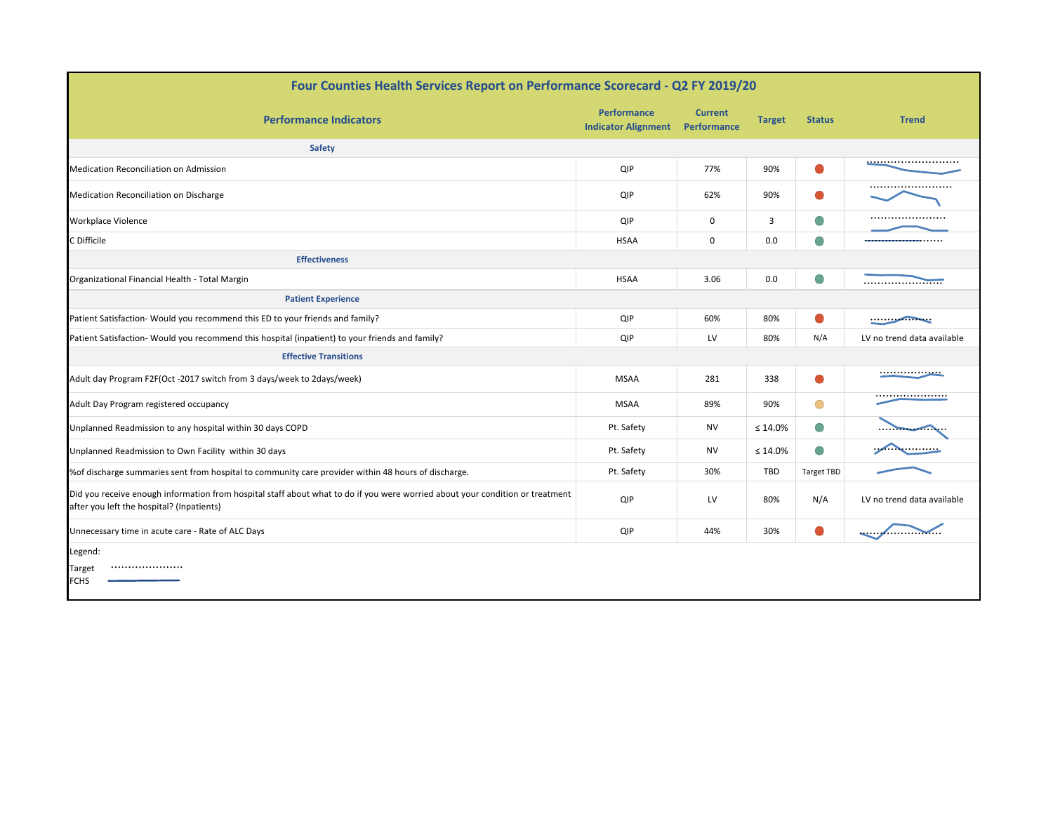# Four Counties Health Services Report on Performance Scorecard - Q2 FY 2019/20

| Performance Indicators | Performance Indicator Alignment | Current Performance | Target | Status | Trend |
|---|---|---|---|---|---|
| **Safety** | | | | | |
| Medication Reconciliation on Admission | QIP | 77% | 90% | | |
| Medication Reconciliation on Discharge | QIP | 62% | 90% | | |
| Workplace Violence | QIP | 0 | 3 | | |
| C Difficile | HSAA | 0 | 0.0 | | |
| **Effectiveness** | | | | | |
| Organizational Financial Health - Total Margin | HSAA | 3.06 | 0.0 | | |
| **Patient Experience** | | | | | |
| Patient Satisfaction- Would you recommend this ED to your friends and family? | QIP | 60% | 80% | | |
| Patient Satisfaction- Would you recommend this hospital (inpatient) to your friends and family? | QIP | LV | 80% | N/A | LV no trend data available |
| **Effective Transitions** | | | | | |
| Adult day Program F2F(Oct -2017 switch from 3 days/week to 2days/week) | MSAA | 281 | 338 | | |
| Adult Day Program registered occupancy | MSAA | 89% | 90% | | |
| Unplanned Readmission to any hospital within 30 days COPD | Pt. Safety | NV | ≤ 14.0% | | |
| Unplanned Readmission to Own Facility within 30 days | Pt. Safety | NV | ≤ 14.0% | | |
| %of discharge summaries sent from hospital to community care provider within 48 hours of discharge. | Pt. Safety | 30% | TBD | Target TBD | |
| Did you receive enough information from hospital staff about what to do if you were worried about your condition or treatment after you left the hospital? (Inpatients) | QIP | LV | 80% | N/A | LV no trend data available |
| Unnecessary time in acute care - Rate of ALC Days | QIP | 44% | 30% | | |

Legend:

Target

FCHS